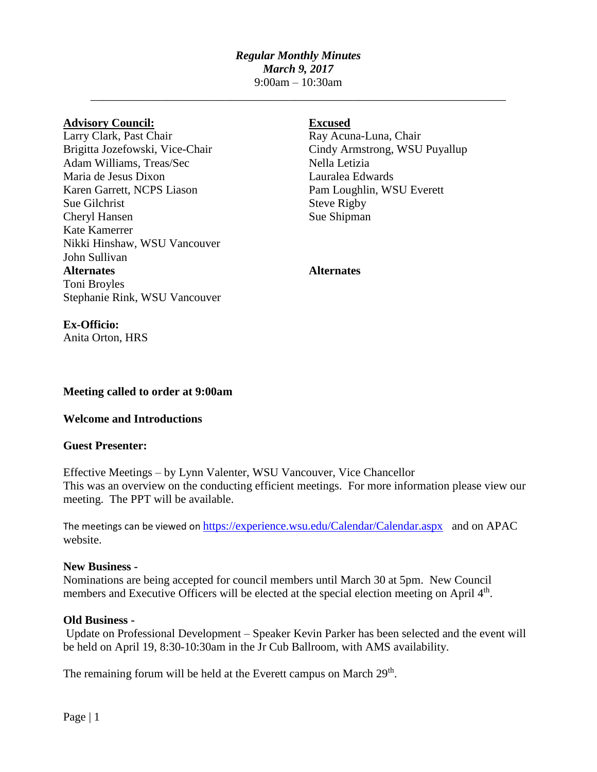*Regular Monthly Minutes*
*March 9, 2017*
9:00am – 10:30am

---

**Advisory Council:**
Larry Clark, Past Chair
Brigitta Jozefowski, Vice-Chair
Adam Williams, Treas/Sec
Maria de Jesus Dixon
Karen Garrett, NCPS Liason
Sue Gilchrist
Cheryl Hansen
Kate Kamerrer
Nikki Hinshaw, WSU Vancouver
John Sullivan

**Alternates**
Toni Broyles
Stephanie Rink, WSU Vancouver

**Excused**
Ray Acuna-Luna, Chair
Cindy Armstrong, WSU Puyallup
Nella Letizia
Lauralea Edwards
Pam Loughlin, WSU Everett
Steve Rigby
Sue Shipman

**Alternates**

**Ex-Officio:**
Anita Orton, HRS

**Meeting called to order at 9:00am**

**Welcome and Introductions**

**Guest Presenter:**

Effective Meetings – by Lynn Valenter, WSU Vancouver, Vice Chancellor
This was an overview on the conducting efficient meetings. For more information please view our meeting. The PPT will be available.

The meetings can be viewed on https://experience.wsu.edu/Calendar/Calendar.aspx and on APAC website.

**New Business -**
Nominations are being accepted for council members until March 30 at 5pm. New Council members and Executive Officers will be elected at the special election meeting on April 4th.

**Old Business -**
Update on Professional Development – Speaker Kevin Parker has been selected and the event will be held on April 19, 8:30-10:30am in the Jr Cub Ballroom, with AMS availability.

The remaining forum will be held at the Everett campus on March 29th.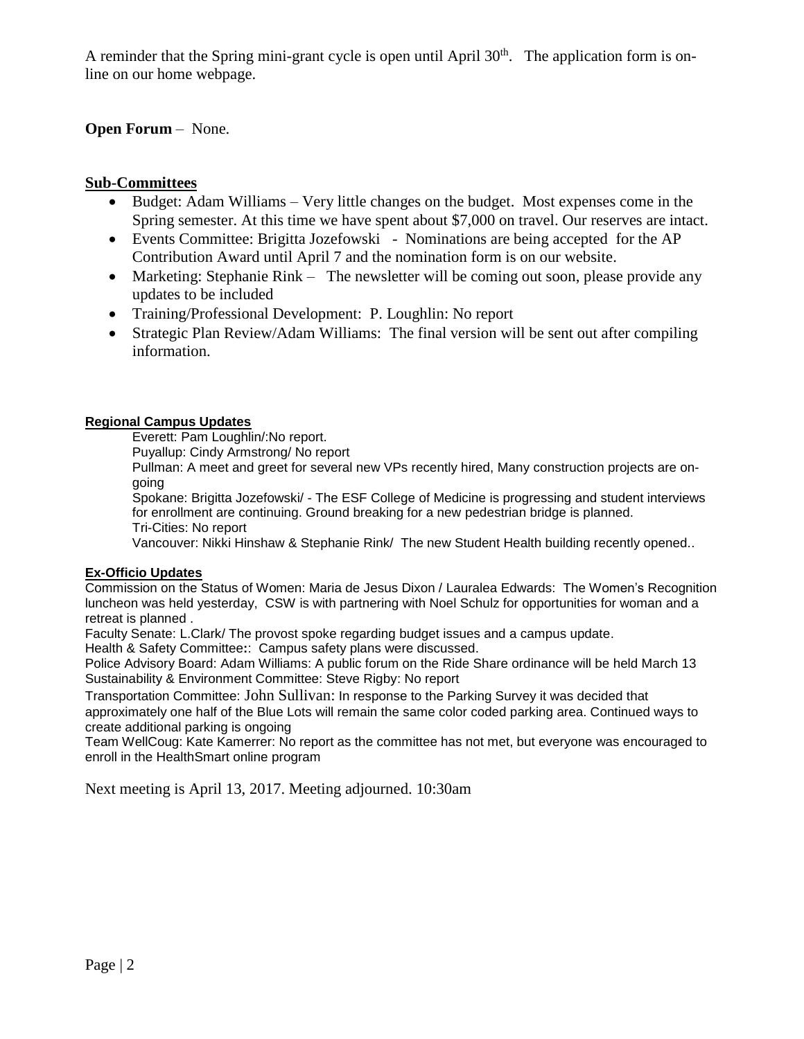A reminder that the Spring mini-grant cycle is open until April 30th. The application form is on-line on our home webpage.

**Open Forum** – None.

## Sub-Committees

- Budget: Adam Williams – Very little changes on the budget. Most expenses come in the Spring semester. At this time we have spent about $7,000 on travel. Our reserves are intact.
- Events Committee: Brigitta Jozefowski - Nominations are being accepted for the AP Contribution Award until April 7 and the nomination form is on our website.
- Marketing: Stephanie Rink – The newsletter will be coming out soon, please provide any updates to be included
- Training/Professional Development: P. Loughlin: No report
- Strategic Plan Review/Adam Williams: The final version will be sent out after compiling information.

## Regional Campus Updates

Everett: Pam Loughlin/:No report.
Puyallup: Cindy Armstrong/ No report
Pullman: A meet and greet for several new VPs recently hired, Many construction projects are on-going
Spokane: Brigitta Jozefowski/ - The ESF College of Medicine is progressing and student interviews for enrollment are continuing. Ground breaking for a new pedestrian bridge is planned.
Tri-Cities: No report
Vancouver: Nikki Hinshaw & Stephanie Rink/ The new Student Health building recently opened..

## Ex-Officio Updates

Commission on the Status of Women: Maria de Jesus Dixon / Lauralea Edwards: The Women's Recognition luncheon was held yesterday, CSW is with partnering with Noel Schulz for opportunities for woman and a retreat is planned .
Faculty Senate: L.Clark/ The provost spoke regarding budget issues and a campus update.
Health & Safety Committee:: Campus safety plans were discussed.
Police Advisory Board: Adam Williams: A public forum on the Ride Share ordinance will be held March 13
Sustainability & Environment Committee: Steve Rigby: No report
Transportation Committee: John Sullivan: In response to the Parking Survey it was decided that approximately one half of the Blue Lots will remain the same color coded parking area. Continued ways to create additional parking is ongoing
Team WellCoug: Kate Kamerrer: No report as the committee has not met, but everyone was encouraged to enroll in the HealthSmart online program

Next meeting is April 13, 2017. Meeting adjourned. 10:30am